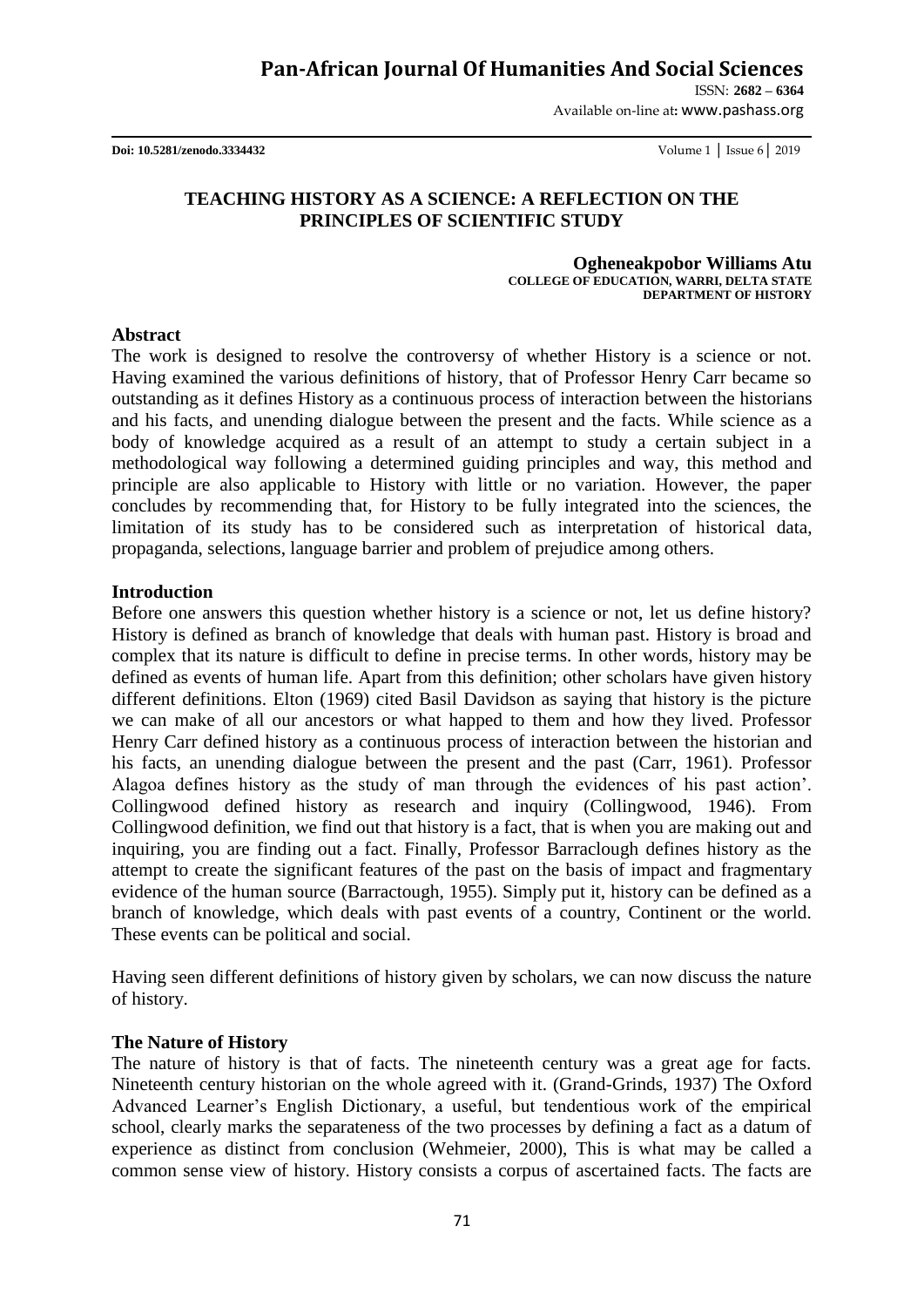# TEACHING HISTORY AS A SCIENCE: A REFLECTION ON THE PRINCIPLES OF SCIENTIFIC STUDY

**Ogheneakpobor Williams Atu**
**COLLEGE OF EDUCATION, WARRI, DELTA STATE**
**DEPARTMENT OF HISTORY**

## Abstract

The work is designed to resolve the controversy of whether History is a science or not. Having examined the various definitions of history, that of Professor Henry Carr became so outstanding as it defines History as a continuous process of interaction between the historians and his facts, and unending dialogue between the present and the facts. While science as a body of knowledge acquired as a result of an attempt to study a certain subject in a methodological way following a determined guiding principles and way, this method and principle are also applicable to History with little or no variation. However, the paper concludes by recommending that, for History to be fully integrated into the sciences, the limitation of its study has to be considered such as interpretation of historical data, propaganda, selections, language barrier and problem of prejudice among others.

## Introduction

Before one answers this question whether history is a science or not, let us define history? History is defined as branch of knowledge that deals with human past. History is broad and complex that its nature is difficult to define in precise terms. In other words, history may be defined as events of human life. Apart from this definition; other scholars have given history different definitions. Elton (1969) cited Basil Davidson as saying that history is the picture we can make of all our ancestors or what happed to them and how they lived. Professor Henry Carr defined history as a continuous process of interaction between the historian and his facts, an unending dialogue between the present and the past (Carr, 1961). Professor Alagoa defines history as the study of man through the evidences of his past action'. Collingwood defined history as research and inquiry (Collingwood, 1946). From Collingwood definition, we find out that history is a fact, that is when you are making out and inquiring, you are finding out a fact. Finally, Professor Barraclough defines history as the attempt to create the significant features of the past on the basis of impact and fragmentary evidence of the human source (Barractough, 1955). Simply put it, history can be defined as a branch of knowledge, which deals with past events of a country, Continent or the world. These events can be political and social.

Having seen different definitions of history given by scholars, we can now discuss the nature of history.

## The Nature of History

The nature of history is that of facts. The nineteenth century was a great age for facts. Nineteenth century historian on the whole agreed with it. (Grand-Grinds, 1937) The Oxford Advanced Learner's English Dictionary, a useful, but tendentious work of the empirical school, clearly marks the separateness of the two processes by defining a fact as a datum of experience as distinct from conclusion (Wehmeier, 2000), This is what may be called a common sense view of history. History consists a corpus of ascertained facts. The facts are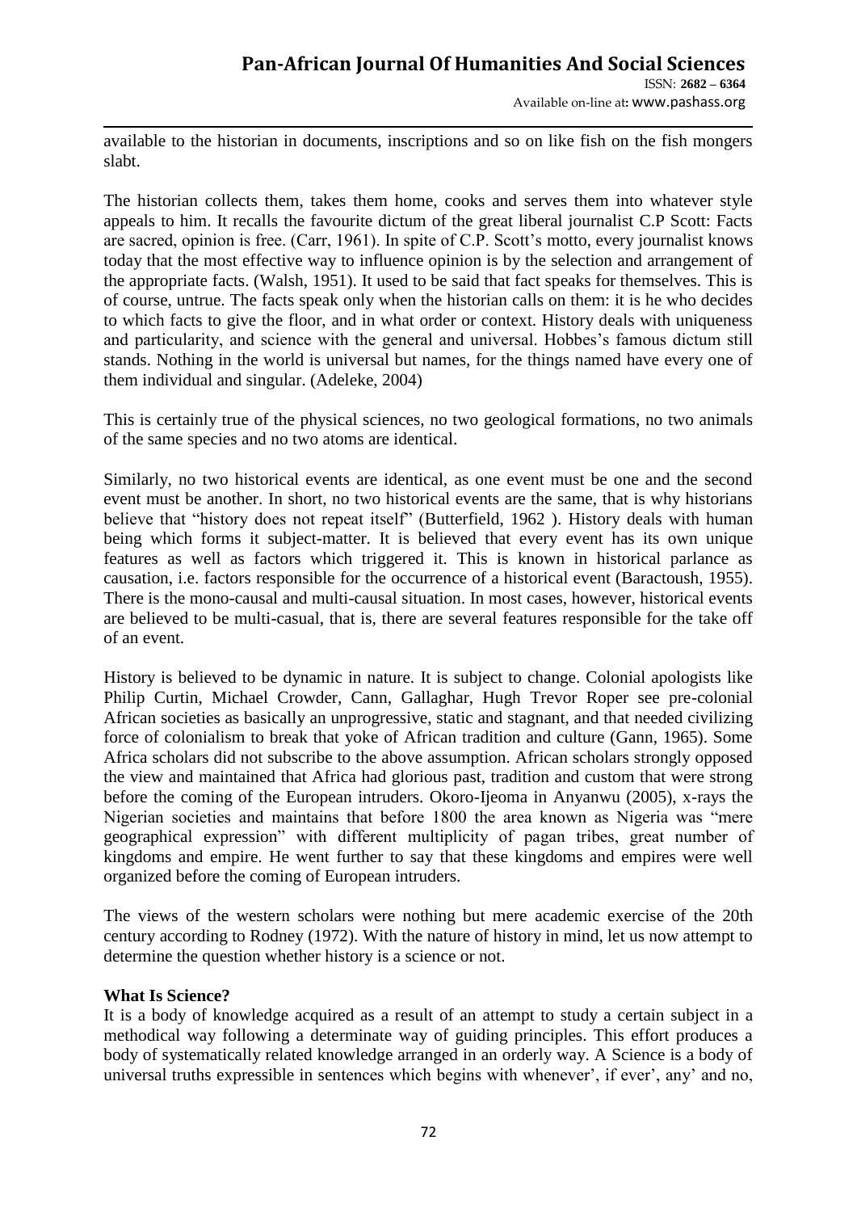available to the historian in documents, inscriptions and so on like fish on the fish mongers slabt.

The historian collects them, takes them home, cooks and serves them into whatever style appeals to him. It recalls the favourite dictum of the great liberal journalist C.P Scott: Facts are sacred, opinion is free. (Carr, 1961). In spite of C.P. Scott's motto, every journalist knows today that the most effective way to influence opinion is by the selection and arrangement of the appropriate facts. (Walsh, 1951). It used to be said that fact speaks for themselves. This is of course, untrue. The facts speak only when the historian calls on them: it is he who decides to which facts to give the floor, and in what order or context. History deals with uniqueness and particularity, and science with the general and universal. Hobbes's famous dictum still stands. Nothing in the world is universal but names, for the things named have every one of them individual and singular. (Adeleke, 2004)

This is certainly true of the physical sciences, no two geological formations, no two animals of the same species and no two atoms are identical.

Similarly, no two historical events are identical, as one event must be one and the second event must be another. In short, no two historical events are the same, that is why historians believe that "history does not repeat itself" (Butterfield, 1962 ). History deals with human being which forms it subject-matter. It is believed that every event has its own unique features as well as factors which triggered it. This is known in historical parlance as causation, i.e. factors responsible for the occurrence of a historical event (Baractoush, 1955). There is the mono-causal and multi-causal situation. In most cases, however, historical events are believed to be multi-casual, that is, there are several features responsible for the take off of an event.

History is believed to be dynamic in nature. It is subject to change. Colonial apologists like Philip Curtin, Michael Crowder, Cann, Gallaghar, Hugh Trevor Roper see pre-colonial African societies as basically an unprogressive, static and stagnant, and that needed civilizing force of colonialism to break that yoke of African tradition and culture (Gann, 1965). Some Africa scholars did not subscribe to the above assumption. African scholars strongly opposed the view and maintained that Africa had glorious past, tradition and custom that were strong before the coming of the European intruders. Okoro-Ijeoma in Anyanwu (2005), x-rays the Nigerian societies and maintains that before 1800 the area known as Nigeria was "mere geographical expression" with different multiplicity of pagan tribes, great number of kingdoms and empire. He went further to say that these kingdoms and empires were well organized before the coming of European intruders.

The views of the western scholars were nothing but mere academic exercise of the 20th century according to Rodney (1972). With the nature of history in mind, let us now attempt to determine the question whether history is a science or not.

**What Is Science?**

It is a body of knowledge acquired as a result of an attempt to study a certain subject in a methodical way following a determinate way of guiding principles. This effort produces a body of systematically related knowledge arranged in an orderly way. A Science is a body of universal truths expressible in sentences which begins with whenever', if ever', any' and no,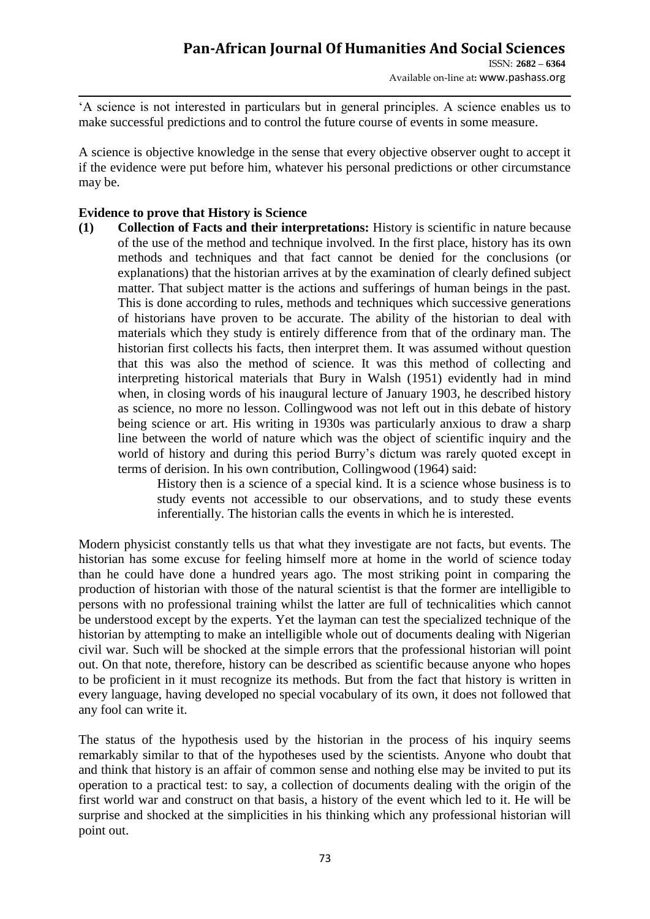'A science is not interested in particulars but in general principles. A science enables us to make successful predictions and to control the future course of events in some measure.

A science is objective knowledge in the sense that every objective observer ought to accept it if the evidence were put before him, whatever his personal predictions or other circumstance may be.

**Evidence to prove that History is Science**

**(1) Collection of Facts and their interpretations:** History is scientific in nature because of the use of the method and technique involved. In the first place, history has its own methods and techniques and that fact cannot be denied for the conclusions (or explanations) that the historian arrives at by the examination of clearly defined subject matter. That subject matter is the actions and sufferings of human beings in the past. This is done according to rules, methods and techniques which successive generations of historians have proven to be accurate. The ability of the historian to deal with materials which they study is entirely difference from that of the ordinary man. The historian first collects his facts, then interpret them. It was assumed without question that this was also the method of science. It was this method of collecting and interpreting historical materials that Bury in Walsh (1951) evidently had in mind when, in closing words of his inaugural lecture of January 1903, he described history as science, no more no lesson. Collingwood was not left out in this debate of history being science or art. His writing in 1930s was particularly anxious to draw a sharp line between the world of nature which was the object of scientific inquiry and the world of history and during this period Burry's dictum was rarely quoted except in terms of derision. In his own contribution, Collingwood (1964) said:

> History then is a science of a special kind. It is a science whose business is to study events not accessible to our observations, and to study these events inferentially. The historian calls the events in which he is interested.

Modern physicist constantly tells us that what they investigate are not facts, but events. The historian has some excuse for feeling himself more at home in the world of science today than he could have done a hundred years ago. The most striking point in comparing the production of historian with those of the natural scientist is that the former are intelligible to persons with no professional training whilst the latter are full of technicalities which cannot be understood except by the experts. Yet the layman can test the specialized technique of the historian by attempting to make an intelligible whole out of documents dealing with Nigerian civil war. Such will be shocked at the simple errors that the professional historian will point out. On that note, therefore, history can be described as scientific because anyone who hopes to be proficient in it must recognize its methods. But from the fact that history is written in every language, having developed no special vocabulary of its own, it does not followed that any fool can write it.

The status of the hypothesis used by the historian in the process of his inquiry seems remarkably similar to that of the hypotheses used by the scientists. Anyone who doubt that and think that history is an affair of common sense and nothing else may be invited to put its operation to a practical test: to say, a collection of documents dealing with the origin of the first world war and construct on that basis, a history of the event which led to it. He will be surprise and shocked at the simplicities in his thinking which any professional historian will point out.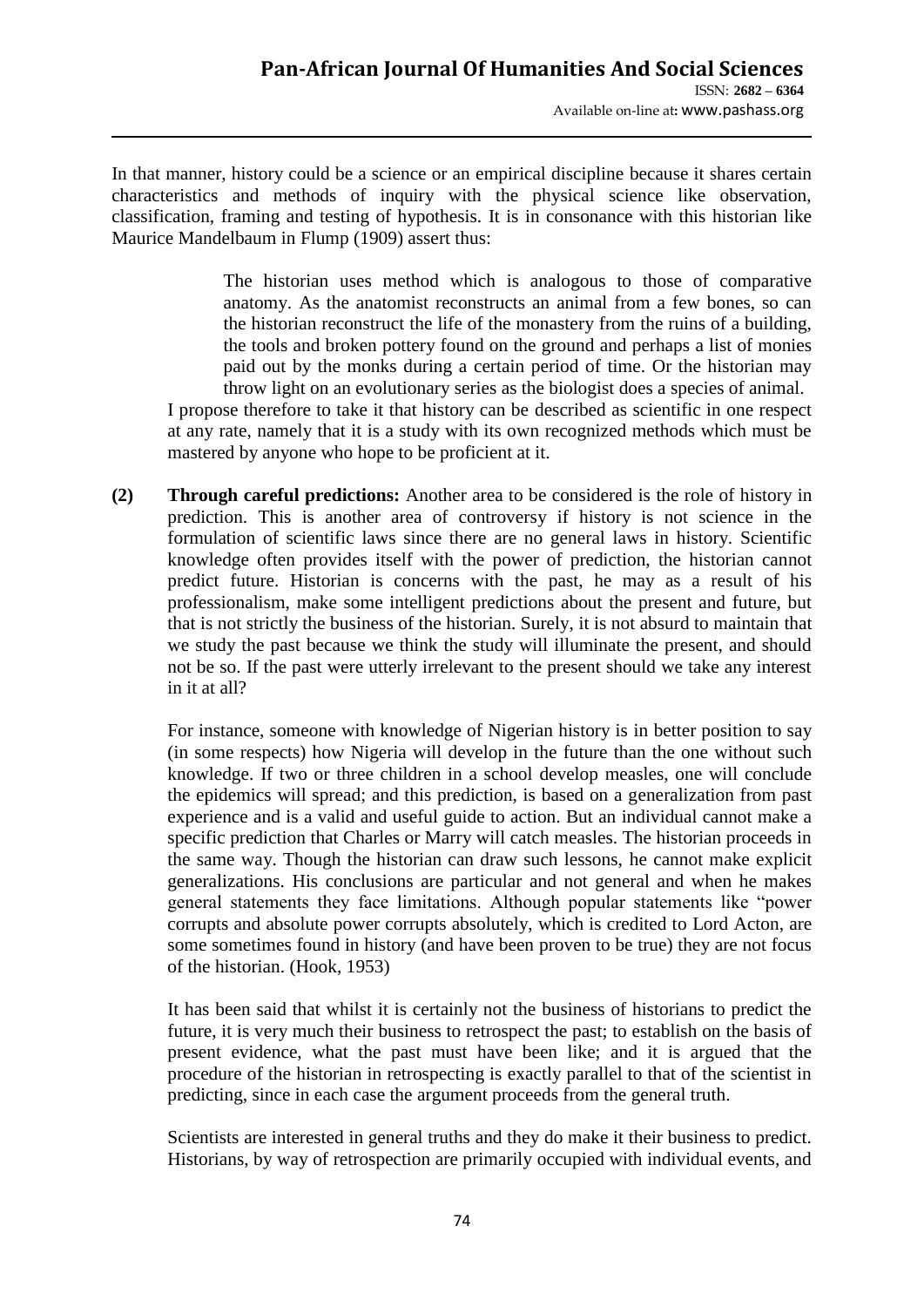In that manner, history could be a science or an empirical discipline because it shares certain characteristics and methods of inquiry with the physical science like observation, classification, framing and testing of hypothesis. It is in consonance with this historian like Maurice Mandelbaum in Flump (1909) assert thus:

> The historian uses method which is analogous to those of comparative anatomy. As the anatomist reconstructs an animal from a few bones, so can the historian reconstruct the life of the monastery from the ruins of a building, the tools and broken pottery found on the ground and perhaps a list of monies paid out by the monks during a certain period of time. Or the historian may throw light on an evolutionary series as the biologist does a species of animal.

I propose therefore to take it that history can be described as scientific in one respect at any rate, namely that it is a study with its own recognized methods which must be mastered by anyone who hope to be proficient at it.

**(2) Through careful predictions:** Another area to be considered is the role of history in prediction. This is another area of controversy if history is not science in the formulation of scientific laws since there are no general laws in history. Scientific knowledge often provides itself with the power of prediction, the historian cannot predict future. Historian is concerns with the past, he may as a result of his professionalism, make some intelligent predictions about the present and future, but that is not strictly the business of the historian. Surely, it is not absurd to maintain that we study the past because we think the study will illuminate the present, and should not be so. If the past were utterly irrelevant to the present should we take any interest in it at all?

For instance, someone with knowledge of Nigerian history is in better position to say (in some respects) how Nigeria will develop in the future than the one without such knowledge. If two or three children in a school develop measles, one will conclude the epidemics will spread; and this prediction, is based on a generalization from past experience and is a valid and useful guide to action. But an individual cannot make a specific prediction that Charles or Marry will catch measles. The historian proceeds in the same way. Though the historian can draw such lessons, he cannot make explicit generalizations. His conclusions are particular and not general and when he makes general statements they face limitations. Although popular statements like "power corrupts and absolute power corrupts absolutely, which is credited to Lord Acton, are some sometimes found in history (and have been proven to be true) they are not focus of the historian. (Hook, 1953)

It has been said that whilst it is certainly not the business of historians to predict the future, it is very much their business to retrospect the past; to establish on the basis of present evidence, what the past must have been like; and it is argued that the procedure of the historian in retrospecting is exactly parallel to that of the scientist in predicting, since in each case the argument proceeds from the general truth.

Scientists are interested in general truths and they do make it their business to predict. Historians, by way of retrospection are primarily occupied with individual events, and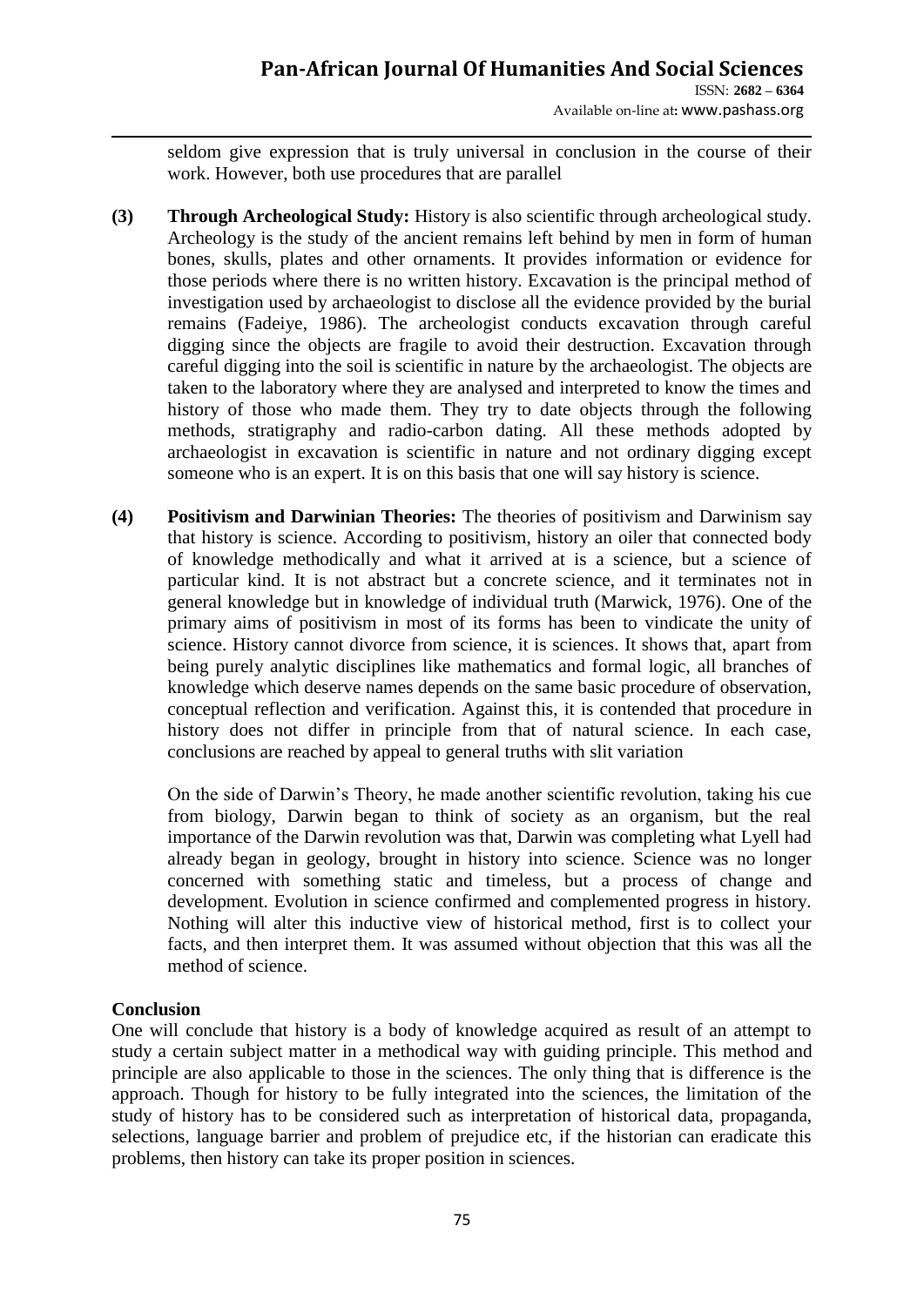seldom give expression that is truly universal in conclusion in the course of their work. However, both use procedures that are parallel

**(3) Through Archeological Study:** History is also scientific through archeological study. Archeology is the study of the ancient remains left behind by men in form of human bones, skulls, plates and other ornaments. It provides information or evidence for those periods where there is no written history. Excavation is the principal method of investigation used by archaeologist to disclose all the evidence provided by the burial remains (Fadeiye, 1986). The archeologist conducts excavation through careful digging since the objects are fragile to avoid their destruction. Excavation through careful digging into the soil is scientific in nature by the archaeologist. The objects are taken to the laboratory where they are analysed and interpreted to know the times and history of those who made them. They try to date objects through the following methods, stratigraphy and radio-carbon dating. All these methods adopted by archaeologist in excavation is scientific in nature and not ordinary digging except someone who is an expert. It is on this basis that one will say history is science.

**(4) Positivism and Darwinian Theories:** The theories of positivism and Darwinism say that history is science. According to positivism, history an oiler that connected body of knowledge methodically and what it arrived at is a science, but a science of particular kind. It is not abstract but a concrete science, and it terminates not in general knowledge but in knowledge of individual truth (Marwick, 1976). One of the primary aims of positivism in most of its forms has been to vindicate the unity of science. History cannot divorce from science, it is sciences. It shows that, apart from being purely analytic disciplines like mathematics and formal logic, all branches of knowledge which deserve names depends on the same basic procedure of observation, conceptual reflection and verification. Against this, it is contended that procedure in history does not differ in principle from that of natural science. In each case, conclusions are reached by appeal to general truths with slit variation

On the side of Darwin's Theory, he made another scientific revolution, taking his cue from biology, Darwin began to think of society as an organism, but the real importance of the Darwin revolution was that, Darwin was completing what Lyell had already began in geology, brought in history into science. Science was no longer concerned with something static and timeless, but a process of change and development. Evolution in science confirmed and complemented progress in history. Nothing will alter this inductive view of historical method, first is to collect your facts, and then interpret them. It was assumed without objection that this was all the method of science.

## Conclusion

One will conclude that history is a body of knowledge acquired as result of an attempt to study a certain subject matter in a methodical way with guiding principle. This method and principle are also applicable to those in the sciences. The only thing that is difference is the approach. Though for history to be fully integrated into the sciences, the limitation of the study of history has to be considered such as interpretation of historical data, propaganda, selections, language barrier and problem of prejudice etc, if the historian can eradicate this problems, then history can take its proper position in sciences.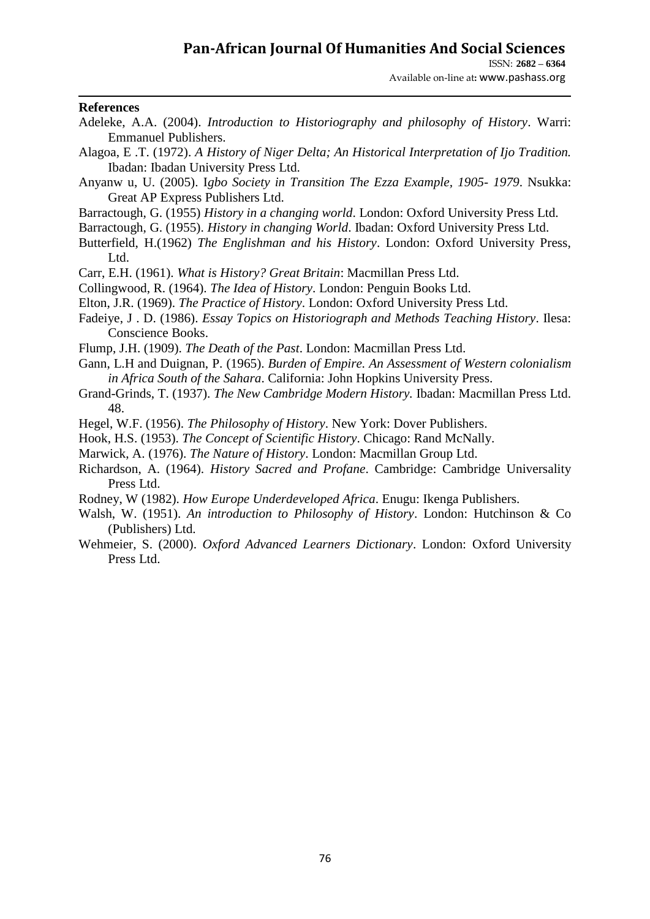## References

Adeleke, A.A. (2004). *Introduction to Historiography and philosophy of History*. Warri: Emmanuel Publishers.

Alagoa, E .T. (1972). *A History of Niger Delta; An Historical Interpretation of Ijo Tradition.* Ibadan: Ibadan University Press Ltd.

Anyanw u, U. (2005). I*gbo Society in Transition The Ezza Example, 1905- 1979*. Nsukka: Great AP Express Publishers Ltd.

Barractough, G. (1955) *History in a changing world*. London: Oxford University Press Ltd.

Barractough, G. (1955). *History in changing World*. Ibadan: Oxford University Press Ltd.

Butterfield, H.(1962) *The Englishman and his History*. London: Oxford University Press, Ltd.

Carr, E.H. (1961). *What is History? Great Britain*: Macmillan Press Ltd.

Collingwood, R. (1964). *The Idea of History*. London: Penguin Books Ltd.

Elton, J.R. (1969). *The Practice of History*. London: Oxford University Press Ltd.

Fadeiye, J . D. (1986). *Essay Topics on Historiograph and Methods Teaching History*. Ilesa: Conscience Books.

Flump, J.H. (1909). *The Death of the Past*. London: Macmillan Press Ltd.

Gann, L.H and Duignan, P. (1965). *Burden of Empire. An Assessment of Western colonialism in Africa South of the Sahara*. California: John Hopkins University Press.

Grand-Grinds, T. (1937). *The New Cambridge Modern History.* Ibadan: Macmillan Press Ltd. 48.

Hegel, W.F. (1956). *The Philosophy of History*. New York: Dover Publishers.

Hook, H.S. (1953). *The Concept of Scientific History*. Chicago: Rand McNally.

Marwick, A. (1976). *The Nature of History*. London: Macmillan Group Ltd.

Richardson, A. (1964). *History Sacred and Profane*. Cambridge: Cambridge Universality Press Ltd.

Rodney, W (1982). *How Europe Underdeveloped Africa*. Enugu: Ikenga Publishers.

Walsh, W. (1951). *An introduction to Philosophy of History*. London: Hutchinson & Co (Publishers) Ltd.

Wehmeier, S. (2000). *Oxford Advanced Learners Dictionary*. London: Oxford University Press Ltd.